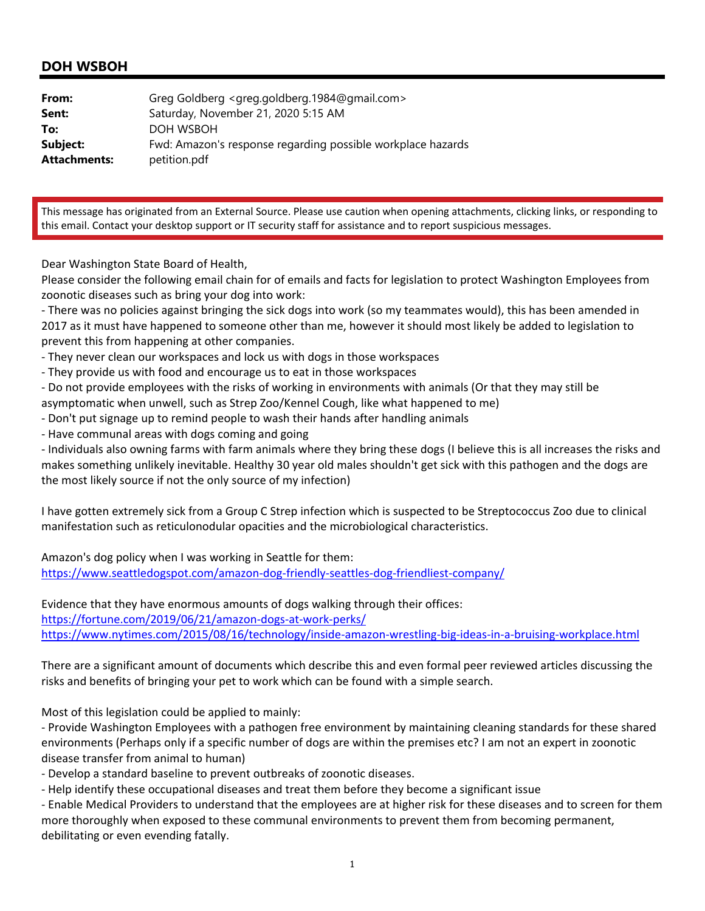## DOH WSBOH

**From:** Greg Goldberg <greg.goldberg.1984@gmail.com>
**Sent:** Saturday, November 21, 2020 5:15 AM
**To:** DOH WSBOH
**Subject:** Fwd: Amazon's response regarding possible workplace hazards
**Attachments:** petition.pdf

This message has originated from an External Source. Please use caution when opening attachments, clicking links, or responding to this email. Contact your desktop support or IT security staff for assistance and to report suspicious messages.

Dear Washington State Board of Health,
Please consider the following email chain for of emails and facts for legislation to protect Washington Employees from zoonotic diseases such as bring your dog into work:
- There was no policies against bringing the sick dogs into work (so my teammates would), this has been amended in 2017 as it must have happened to someone other than me, however it should most likely be added to legislation to prevent this from happening at other companies.
- They never clean our workspaces and lock us with dogs in those workspaces
- They provide us with food and encourage us to eat in those workspaces
- Do not provide employees with the risks of working in environments with animals (Or that they may still be asymptomatic when unwell, such as Strep Zoo/Kennel Cough, like what happened to me)
- Don't put signage up to remind people to wash their hands after handling animals
- Have communal areas with dogs coming and going
- Individuals also owning farms with farm animals where they bring these dogs (I believe this is all increases the risks and makes something unlikely inevitable. Healthy 30 year old males shouldn't get sick with this pathogen and the dogs are the most likely source if not the only source of my infection)

I have gotten extremely sick from a Group C Strep infection which is suspected to be Streptococcus Zoo due to clinical manifestation such as reticulonodular opacities and the microbiological characteristics.

Amazon's dog policy when I was working in Seattle for them:
https://www.seattledogspot.com/amazon-dog-friendly-seattles-dog-friendliest-company/

Evidence that they have enormous amounts of dogs walking through their offices:
https://fortune.com/2019/06/21/amazon-dogs-at-work-perks/
https://www.nytimes.com/2015/08/16/technology/inside-amazon-wrestling-big-ideas-in-a-bruising-workplace.html

There are a significant amount of documents which describe this and even formal peer reviewed articles discussing the risks and benefits of bringing your pet to work which can be found with a simple search.

Most of this legislation could be applied to mainly:
- Provide Washington Employees with a pathogen free environment by maintaining cleaning standards for these shared environments (Perhaps only if a specific number of dogs are within the premises etc? I am not an expert in zoonotic disease transfer from animal to human)
- Develop a standard baseline to prevent outbreaks of zoonotic diseases.
- Help identify these occupational diseases and treat them before they become a significant issue
- Enable Medical Providers to understand that the employees are at higher risk for these diseases and to screen for them more thoroughly when exposed to these communal environments to prevent them from becoming permanent, debilitating or even evending fatally.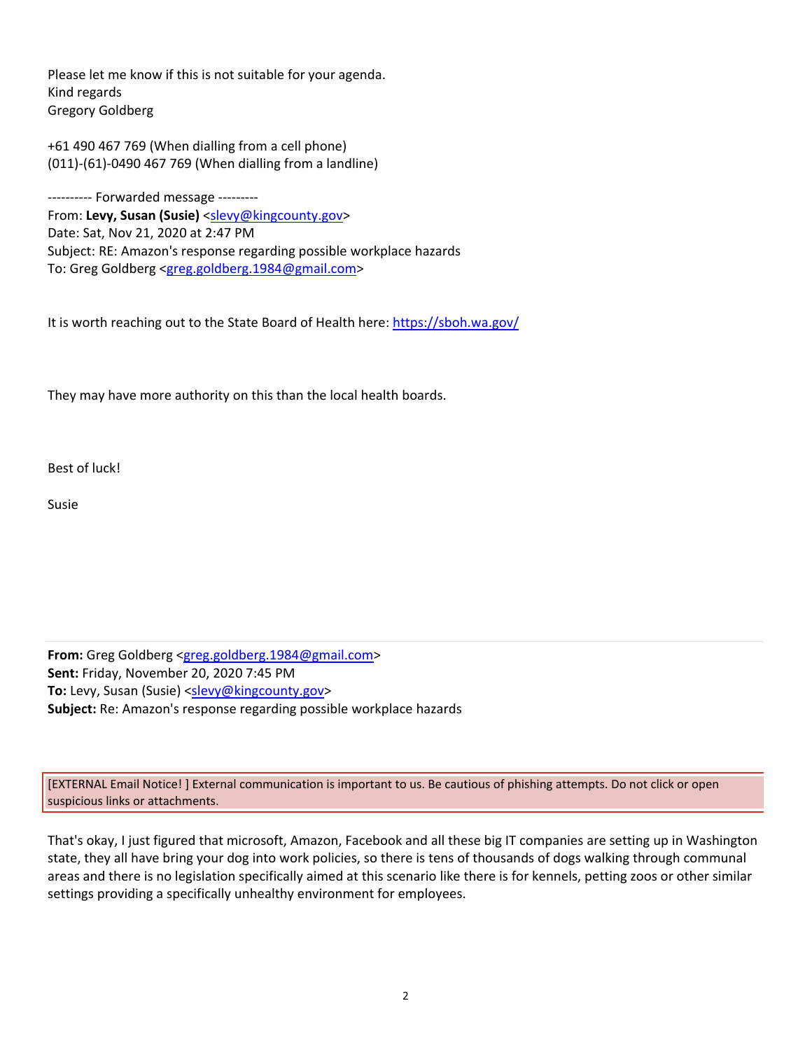Please let me know if this is not suitable for your agenda.
Kind regards
Gregory Goldberg

+61 490 467 769 (When dialling from a cell phone)
(011)-(61)-0490 467 769 (When dialling from a landline)

---------- Forwarded message ---------
From: **Levy, Susan (Susie)** <slevy@kingcounty.gov>
Date: Sat, Nov 21, 2020 at 2:47 PM
Subject: RE: Amazon's response regarding possible workplace hazards
To: Greg Goldberg <greg.goldberg.1984@gmail.com>

It is worth reaching out to the State Board of Health here: https://sboh.wa.gov/

They may have more authority on this than the local health boards.

Best of luck!

Susie

---

**From:** Greg Goldberg <greg.goldberg.1984@gmail.com>
**Sent:** Friday, November 20, 2020 7:45 PM
**To:** Levy, Susan (Susie) <slevy@kingcounty.gov>
**Subject:** Re: Amazon's response regarding possible workplace hazards

[EXTERNAL Email Notice! ] External communication is important to us. Be cautious of phishing attempts. Do not click or open suspicious links or attachments.

That's okay, I just figured that microsoft, Amazon, Facebook and all these big IT companies are setting up in Washington state, they all have bring your dog into work policies, so there is tens of thousands of dogs walking through communal areas and there is no legislation specifically aimed at this scenario like there is for kennels, petting zoos or other similar settings providing a specifically unhealthy environment for employees.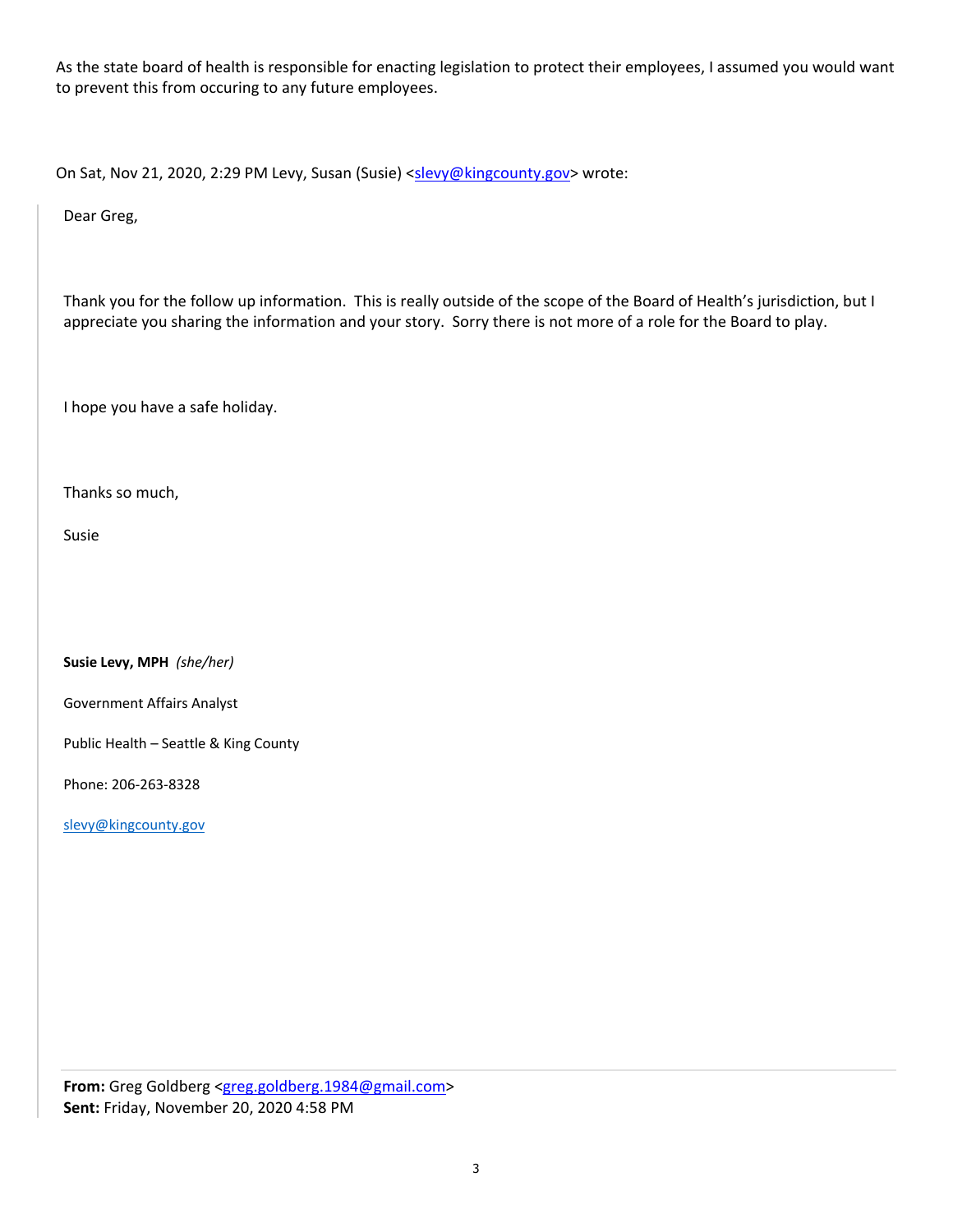As the state board of health is responsible for enacting legislation to protect their employees, I assumed you would want to prevent this from occuring to any future employees.

On Sat, Nov 21, 2020, 2:29 PM Levy, Susan (Susie) <slevy@kingcounty.gov> wrote:

> Dear Greg,
>
> Thank you for the follow up information. This is really outside of the scope of the Board of Health's jurisdiction, but I appreciate you sharing the information and your story. Sorry there is not more of a role for the Board to play.
>
> I hope you have a safe holiday.
>
> Thanks so much,
>
> Susie
>
> **Susie Levy, MPH** *(she/her)*
>
> Government Affairs Analyst
>
> Public Health – Seattle & King County
>
> Phone: 206-263-8328
>
> slevy@kingcounty.gov
>
> ---
>
> **From:** Greg Goldberg <greg.goldberg.1984@gmail.com>
> **Sent:** Friday, November 20, 2020 4:58 PM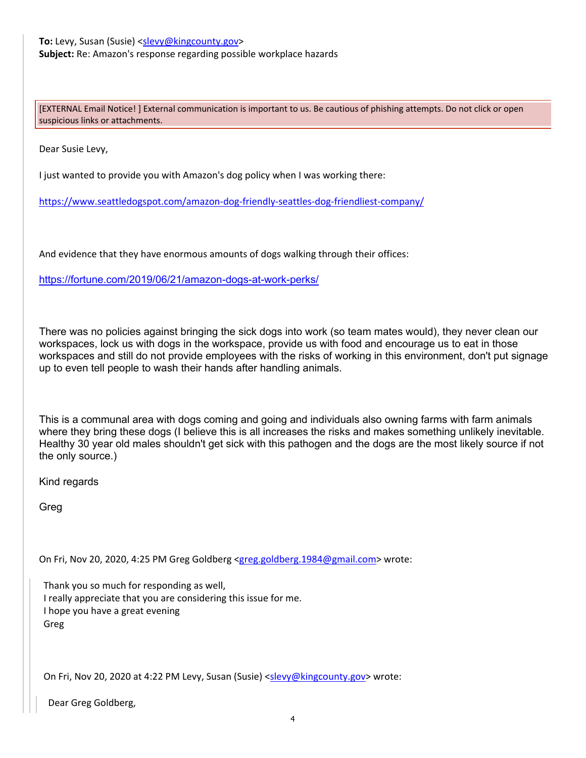**To:** Levy, Susan (Susie) <slevy@kingcounty.gov>
**Subject:** Re: Amazon's response regarding possible workplace hazards

[EXTERNAL Email Notice! ] External communication is important to us. Be cautious of phishing attempts. Do not click or open suspicious links or attachments.

Dear Susie Levy,

I just wanted to provide you with Amazon's dog policy when I was working there:

https://www.seattledogspot.com/amazon-dog-friendly-seattles-dog-friendliest-company/

And evidence that they have enormous amounts of dogs walking through their offices:

https://fortune.com/2019/06/21/amazon-dogs-at-work-perks/

There was no policies against bringing the sick dogs into work (so team mates would), they never clean our workspaces, lock us with dogs in the workspace, provide us with food and encourage us to eat in those workspaces and still do not provide employees with the risks of working in this environment, don't put signage up to even tell people to wash their hands after handling animals.

This is a communal area with dogs coming and going and individuals also owning farms with farm animals where they bring these dogs (I believe this is all increases the risks and makes something unlikely inevitable. Healthy 30 year old males shouldn't get sick with this pathogen and the dogs are the most likely source if not the only source.)

Kind regards

Greg

On Fri, Nov 20, 2020, 4:25 PM Greg Goldberg <greg.goldberg.1984@gmail.com> wrote:

> Thank you so much for responding as well,
> I really appreciate that you are considering this issue for me.
> I hope you have a great evening
> Greg
>
> On Fri, Nov 20, 2020 at 4:22 PM Levy, Susan (Susie) <slevy@kingcounty.gov> wrote:
>
> > Dear Greg Goldberg,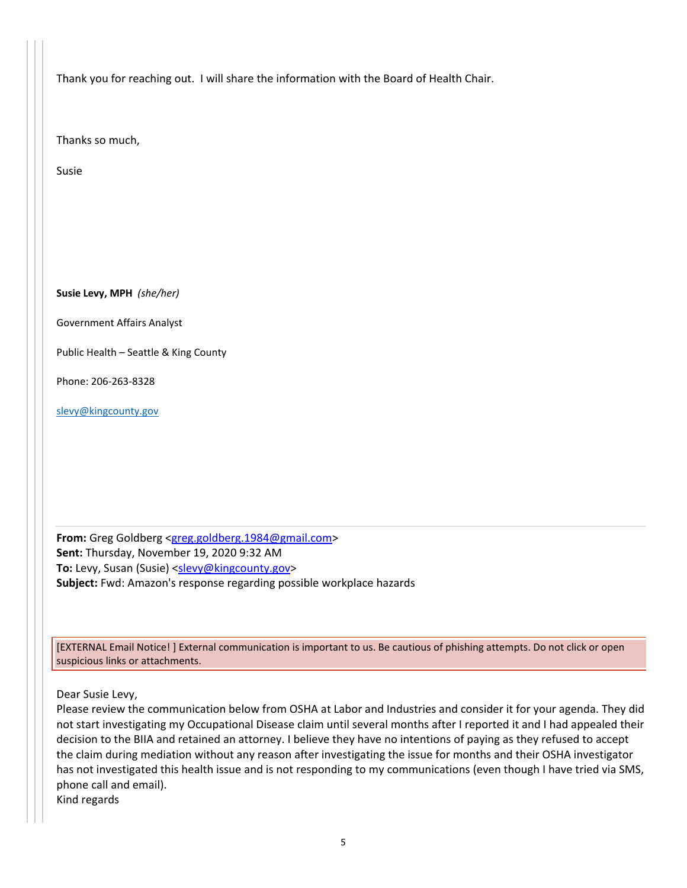Thank you for reaching out. I will share the information with the Board of Health Chair.

Thanks so much,

Susie

**Susie Levy, MPH** *(she/her)*

Government Affairs Analyst

Public Health – Seattle & King County

Phone: 206-263-8328

slevy@kingcounty.gov

---

**From:** Greg Goldberg <greg.goldberg.1984@gmail.com>
**Sent:** Thursday, November 19, 2020 9:32 AM
**To:** Levy, Susan (Susie) <slevy@kingcounty.gov>
**Subject:** Fwd: Amazon's response regarding possible workplace hazards

[EXTERNAL Email Notice! ] External communication is important to us. Be cautious of phishing attempts. Do not click or open suspicious links or attachments.

Dear Susie Levy,
Please review the communication below from OSHA at Labor and Industries and consider it for your agenda. They did not start investigating my Occupational Disease claim until several months after I reported it and I had appealed their decision to the BIIA and retained an attorney. I believe they have no intentions of paying as they refused to accept the claim during mediation without any reason after investigating the issue for months and their OSHA investigator has not investigated this health issue and is not responding to my communications (even though I have tried via SMS, phone call and email).
Kind regards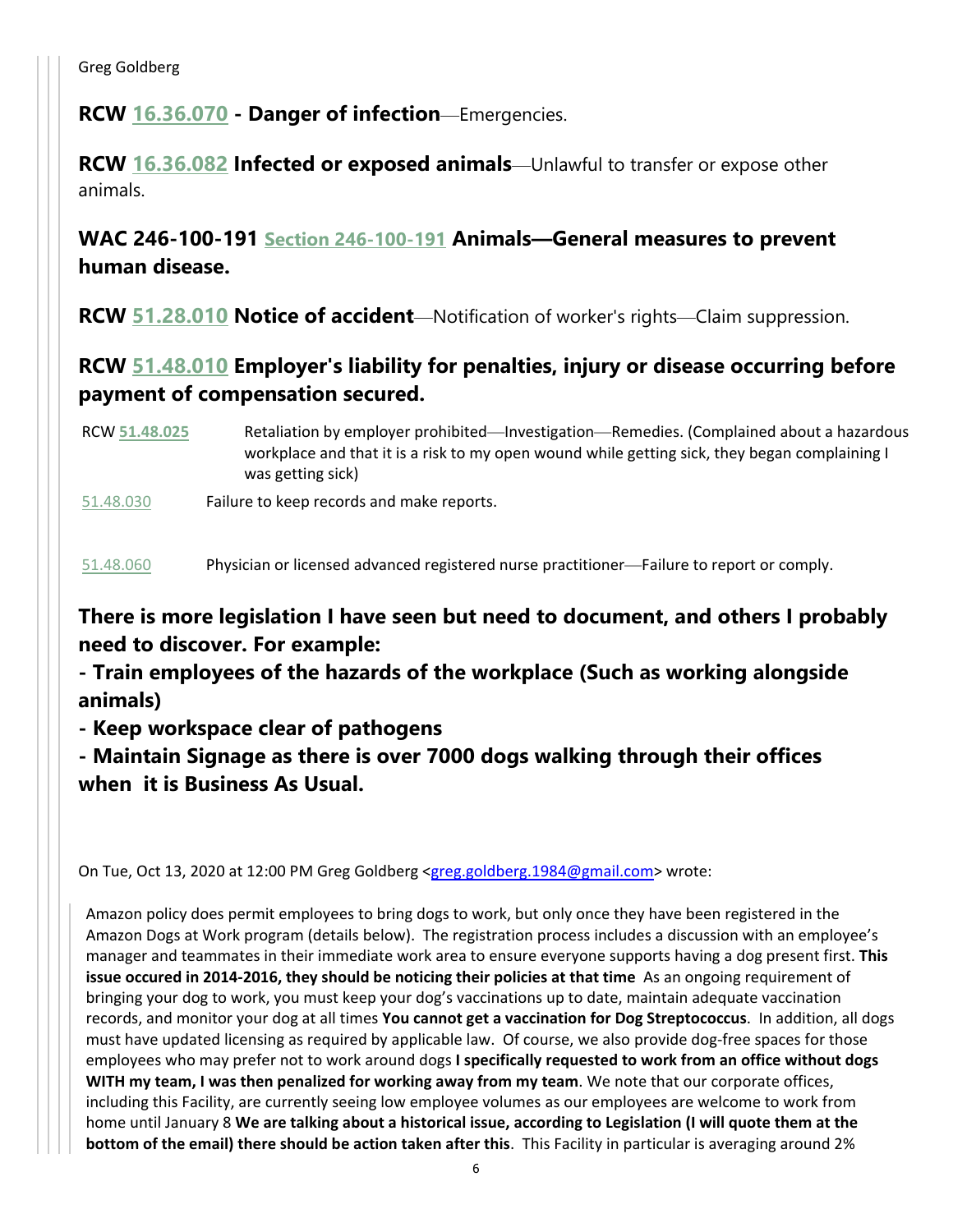Greg Goldberg

**RCW 16.36.070 - Danger of infection**—Emergencies.

**RCW 16.36.082 Infected or exposed animals**—Unlawful to transfer or expose other animals.

**WAC 246-100-191 Section 246-100-191 Animals—General measures to prevent human disease.**

**RCW 51.28.010 Notice of accident**—Notification of worker's rights—Claim suppression.

**RCW 51.48.010 Employer's liability for penalties, injury or disease occurring before payment of compensation secured.**

| | |
|---|---|
| RCW **51.48.025** | Retaliation by employer prohibited—Investigation—Remedies. (Complained about a hazardous workplace and that it is a risk to my open wound while getting sick, they began complaining I was getting sick) |
| 51.48.030 | Failure to keep records and make reports. |
| 51.48.060 | Physician or licensed advanced registered nurse practitioner—Failure to report or comply. |

**There is more legislation I have seen but need to document, and others I probably need to discover. For example:**

**- Train employees of the hazards of the workplace (Such as working alongside animals)**

**- Keep workspace clear of pathogens**

**- Maintain Signage as there is over 7000 dogs walking through their offices when it is Business As Usual.**

On Tue, Oct 13, 2020 at 12:00 PM Greg Goldberg <greg.goldberg.1984@gmail.com> wrote:

> Amazon policy does permit employees to bring dogs to work, but only once they have been registered in the Amazon Dogs at Work program (details below). The registration process includes a discussion with an employee's manager and teammates in their immediate work area to ensure everyone supports having a dog present first. **This issue occured in 2014-2016, they should be noticing their policies at that time** As an ongoing requirement of bringing your dog to work, you must keep your dog's vaccinations up to date, maintain adequate vaccination records, and monitor your dog at all times **You cannot get a vaccination for Dog Streptococcus**. In addition, all dogs must have updated licensing as required by applicable law. Of course, we also provide dog-free spaces for those employees who may prefer not to work around dogs **I specifically requested to work from an office without dogs WITH my team, I was then penalized for working away from my team**. We note that our corporate offices, including this Facility, are currently seeing low employee volumes as our employees are welcome to work from home until January 8 **We are talking about a historical issue, according to Legislation (I will quote them at the bottom of the email) there should be action taken after this**. This Facility in particular is averaging around 2%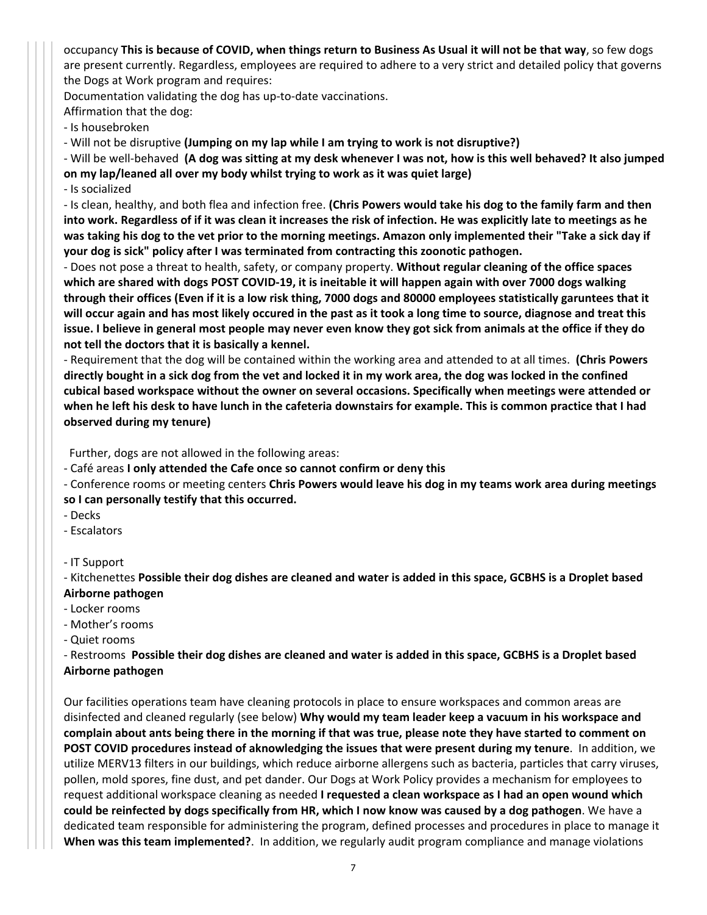occupancy **This is because of COVID, when things return to Business As Usual it will not be that way**, so few dogs are present currently. Regardless, employees are required to adhere to a very strict and detailed policy that governs the Dogs at Work program and requires:

Documentation validating the dog has up-to-date vaccinations.

Affirmation that the dog:

- Is housebroken
- Will not be disruptive **(Jumping on my lap while I am trying to work is not disruptive?)**
- Will be well-behaved **(A dog was sitting at my desk whenever I was not, how is this well behaved? It also jumped on my lap/leaned all over my body whilst trying to work as it was quiet large)**
- Is socialized
- Is clean, healthy, and both flea and infection free. **(Chris Powers would take his dog to the family farm and then into work. Regardless of if it was clean it increases the risk of infection. He was explicitly late to meetings as he was taking his dog to the vet prior to the morning meetings. Amazon only implemented their "Take a sick day if your dog is sick" policy after I was terminated from contracting this zoonotic pathogen.**
- Does not pose a threat to health, safety, or company property. **Without regular cleaning of the office spaces which are shared with dogs POST COVID-19, it is ineitable it will happen again with over 7000 dogs walking through their offices (Even if it is a low risk thing, 7000 dogs and 80000 employees statistically garuntees that it will occur again and has most likely occured in the past as it took a long time to source, diagnose and treat this issue. I believe in general most people may never even know they got sick from animals at the office if they do not tell the doctors that it is basically a kennel.**
- Requirement that the dog will be contained within the working area and attended to at all times. **(Chris Powers directly bought in a sick dog from the vet and locked it in my work area, the dog was locked in the confined cubical based workspace without the owner on several occasions. Specifically when meetings were attended or when he left his desk to have lunch in the cafeteria downstairs for example. This is common practice that I had observed during my tenure)**

Further, dogs are not allowed in the following areas:

- Café areas **I only attended the Cafe once so cannot confirm or deny this**
- Conference rooms or meeting centers **Chris Powers would leave his dog in my teams work area during meetings so I can personally testify that this occurred.**
- Decks
- Escalators
- IT Support
- Kitchenettes **Possible their dog dishes are cleaned and water is added in this space, GCBHS is a Droplet based Airborne pathogen**
- Locker rooms
- Mother's rooms
- Quiet rooms
- Restrooms **Possible their dog dishes are cleaned and water is added in this space, GCBHS is a Droplet based Airborne pathogen**

Our facilities operations team have cleaning protocols in place to ensure workspaces and common areas are disinfected and cleaned regularly (see below) **Why would my team leader keep a vacuum in his workspace and complain about ants being there in the morning if that was true, please note they have started to comment on POST COVID procedures instead of aknowledging the issues that were present during my tenure**. In addition, we utilize MERV13 filters in our buildings, which reduce airborne allergens such as bacteria, particles that carry viruses, pollen, mold spores, fine dust, and pet dander. Our Dogs at Work Policy provides a mechanism for employees to request additional workspace cleaning as needed **I requested a clean workspace as I had an open wound which could be reinfected by dogs specifically from HR, which I now know was caused by a dog pathogen**. We have a dedicated team responsible for administering the program, defined processes and procedures in place to manage it **When was this team implemented?**. In addition, we regularly audit program compliance and manage violations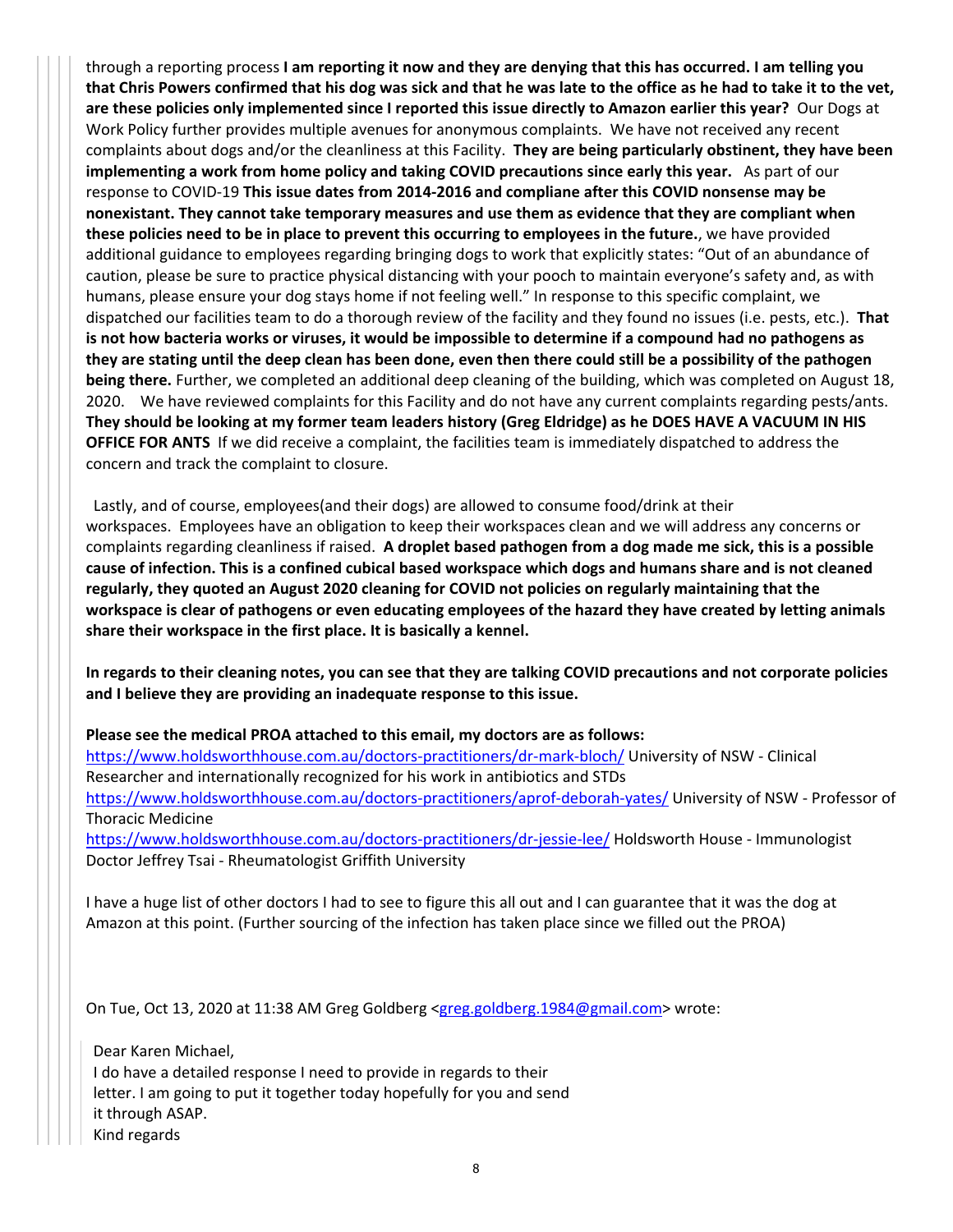through a reporting process **I am reporting it now and they are denying that this has occurred. I am telling you that Chris Powers confirmed that his dog was sick and that he was late to the office as he had to take it to the vet, are these policies only implemented since I reported this issue directly to Amazon earlier this year?** Our Dogs at Work Policy further provides multiple avenues for anonymous complaints. We have not received any recent complaints about dogs and/or the cleanliness at this Facility. **They are being particularly obstinent, they have been implementing a work from home policy and taking COVID precautions since early this year.** As part of our response to COVID-19 **This issue dates from 2014-2016 and compliane after this COVID nonsense may be nonexistant. They cannot take temporary measures and use them as evidence that they are compliant when these policies need to be in place to prevent this occurring to employees in the future.**, we have provided additional guidance to employees regarding bringing dogs to work that explicitly states: "Out of an abundance of caution, please be sure to practice physical distancing with your pooch to maintain everyone's safety and, as with humans, please ensure your dog stays home if not feeling well." In response to this specific complaint, we dispatched our facilities team to do a thorough review of the facility and they found no issues (i.e. pests, etc.). **That is not how bacteria works or viruses, it would be impossible to determine if a compound had no pathogens as they are stating until the deep clean has been done, even then there could still be a possibility of the pathogen being there.** Further, we completed an additional deep cleaning of the building, which was completed on August 18, 2020. We have reviewed complaints for this Facility and do not have any current complaints regarding pests/ants. **They should be looking at my former team leaders history (Greg Eldridge) as he DOES HAVE A VACUUM IN HIS OFFICE FOR ANTS** If we did receive a complaint, the facilities team is immediately dispatched to address the concern and track the complaint to closure.

Lastly, and of course, employees(and their dogs) are allowed to consume food/drink at their workspaces. Employees have an obligation to keep their workspaces clean and we will address any concerns or complaints regarding cleanliness if raised. **A droplet based pathogen from a dog made me sick, this is a possible cause of infection. This is a confined cubical based workspace which dogs and humans share and is not cleaned regularly, they quoted an August 2020 cleaning for COVID not policies on regularly maintaining that the workspace is clear of pathogens or even educating employees of the hazard they have created by letting animals share their workspace in the first place. It is basically a kennel.**

**In regards to their cleaning notes, you can see that they are talking COVID precautions and not corporate policies and I believe they are providing an inadequate response to this issue.**

**Please see the medical PROA attached to this email, my doctors are as follows:**
https://www.holdsworthhouse.com.au/doctors-practitioners/dr-mark-bloch/ University of NSW - Clinical Researcher and internationally recognized for his work in antibiotics and STDs
https://www.holdsworthhouse.com.au/doctors-practitioners/aprof-deborah-yates/ University of NSW - Professor of Thoracic Medicine
https://www.holdsworthhouse.com.au/doctors-practitioners/dr-jessie-lee/ Holdsworth House - Immunologist
Doctor Jeffrey Tsai - Rheumatologist Griffith University

I have a huge list of other doctors I had to see to figure this all out and I can guarantee that it was the dog at Amazon at this point. (Further sourcing of the infection has taken place since we filled out the PROA)

On Tue, Oct 13, 2020 at 11:38 AM Greg Goldberg <greg.goldberg.1984@gmail.com> wrote:

Dear Karen Michael,
I do have a detailed response I need to provide in regards to their letter. I am going to put it together today hopefully for you and send it through ASAP.
Kind regards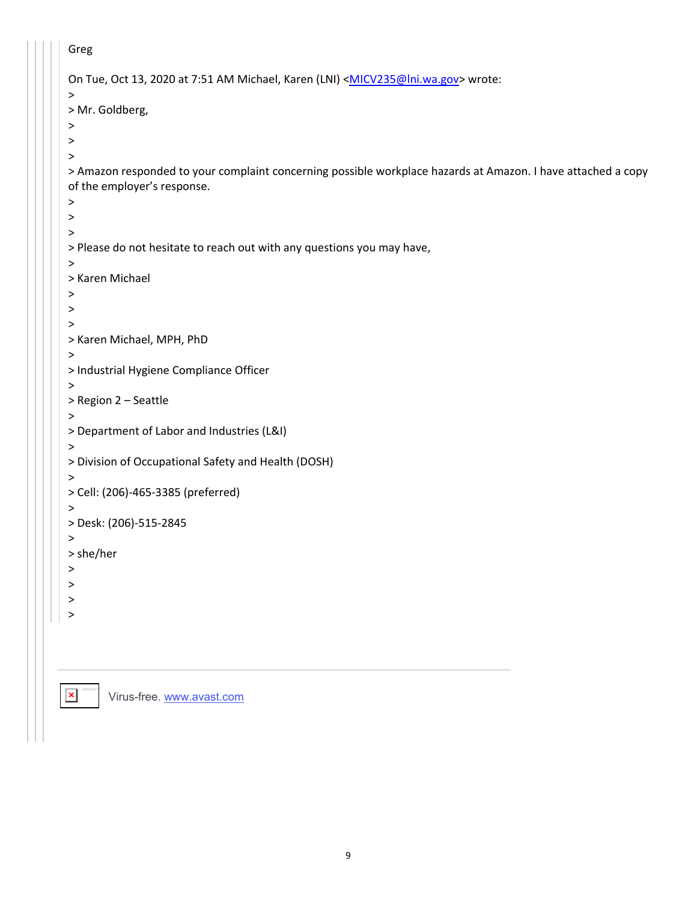Greg

On Tue, Oct 13, 2020 at 7:51 AM Michael, Karen (LNI) <MICV235@lni.wa.gov> wrote:

>

> Mr. Goldberg,

>

>

>

> Amazon responded to your complaint concerning possible workplace hazards at Amazon. I have attached a copy of the employer's response.

>

>

>

> Please do not hesitate to reach out with any questions you may have,

>

> Karen Michael

>

>

>

> Karen Michael, MPH, PhD

>

> Industrial Hygiene Compliance Officer

>

> Region 2 – Seattle

>

> Department of Labor and Industries (L&I)

>

> Division of Occupational Safety and Health (DOSH)

>

> Cell: (206)-465-3385 (preferred)

>

> Desk: (206)-515-2845

>

> she/her

>

>

>

>

---

Virus-free. www.avast.com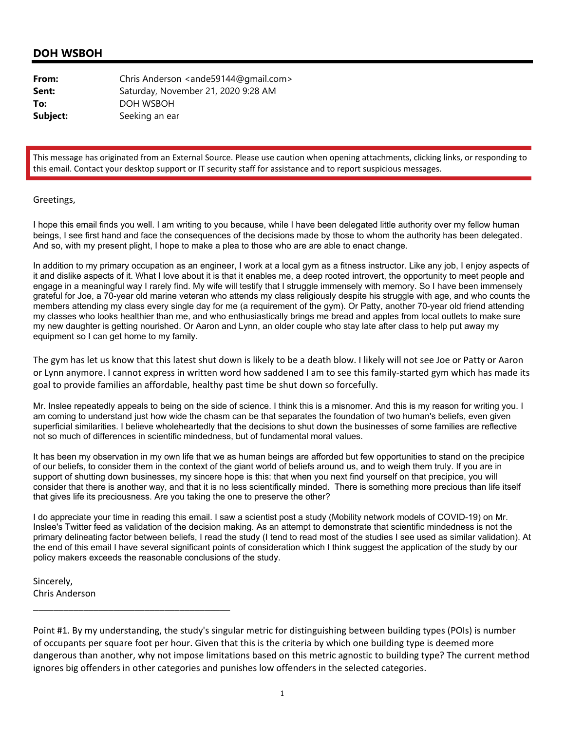## DOH WSBOH

**From:** Chris Anderson <ande59144@gmail.com>
**Sent:** Saturday, November 21, 2020 9:28 AM
**To:** DOH WSBOH
**Subject:** Seeking an ear

This message has originated from an External Source. Please use caution when opening attachments, clicking links, or responding to this email. Contact your desktop support or IT security staff for assistance and to report suspicious messages.

Greetings,

I hope this email finds you well. I am writing to you because, while I have been delegated little authority over my fellow human beings, I see first hand and face the consequences of the decisions made by those to whom the authority has been delegated. And so, with my present plight, I hope to make a plea to those who are are able to enact change.

In addition to my primary occupation as an engineer, I work at a local gym as a fitness instructor. Like any job, I enjoy aspects of it and dislike aspects of it. What I love about it is that it enables me, a deep rooted introvert, the opportunity to meet people and engage in a meaningful way I rarely find. My wife will testify that I struggle immensely with memory. So I have been immensely grateful for Joe, a 70-year old marine veteran who attends my class religiously despite his struggle with age, and who counts the members attending my class every single day for me (a requirement of the gym). Or Patty, another 70-year old friend attending my classes who looks healthier than me, and who enthusiastically brings me bread and apples from local outlets to make sure my new daughter is getting nourished. Or Aaron and Lynn, an older couple who stay late after class to help put away my equipment so I can get home to my family.

The gym has let us know that this latest shut down is likely to be a death blow. I likely will not see Joe or Patty or Aaron or Lynn anymore. I cannot express in written word how saddened I am to see this family-started gym which has made its goal to provide families an affordable, healthy past time be shut down so forcefully.

Mr. Inslee repeatedly appeals to being on the side of science. I think this is a misnomer. And this is my reason for writing you. I am coming to understand just how wide the chasm can be that separates the foundation of two human's beliefs, even given superficial similarities. I believe wholeheartedly that the decisions to shut down the businesses of some families are reflective not so much of differences in scientific mindedness, but of fundamental moral values.

It has been my observation in my own life that we as human beings are afforded but few opportunities to stand on the precipice of our beliefs, to consider them in the context of the giant world of beliefs around us, and to weigh them truly. If you are in support of shutting down businesses, my sincere hope is this: that when you next find yourself on that precipice, you will consider that there is another way, and that it is no less scientifically minded. There is something more precious than life itself that gives life its preciousness. Are you taking the one to preserve the other?

I do appreciate your time in reading this email. I saw a scientist post a study (Mobility network models of COVID-19) on Mr. Inslee's Twitter feed as validation of the decision making. As an attempt to demonstrate that scientific mindedness is not the primary delineating factor between beliefs, I read the study (I tend to read most of the studies I see used as similar validation). At the end of this email I have several significant points of consideration which I think suggest the application of the study by our policy makers exceeds the reasonable conclusions of the study.

Sincerely,
Chris Anderson

---

Point #1. By my understanding, the study's singular metric for distinguishing between building types (POIs) is number of occupants per square foot per hour. Given that this is the criteria by which one building type is deemed more dangerous than another, why not impose limitations based on this metric agnostic to building type? The current method ignores big offenders in other categories and punishes low offenders in the selected categories.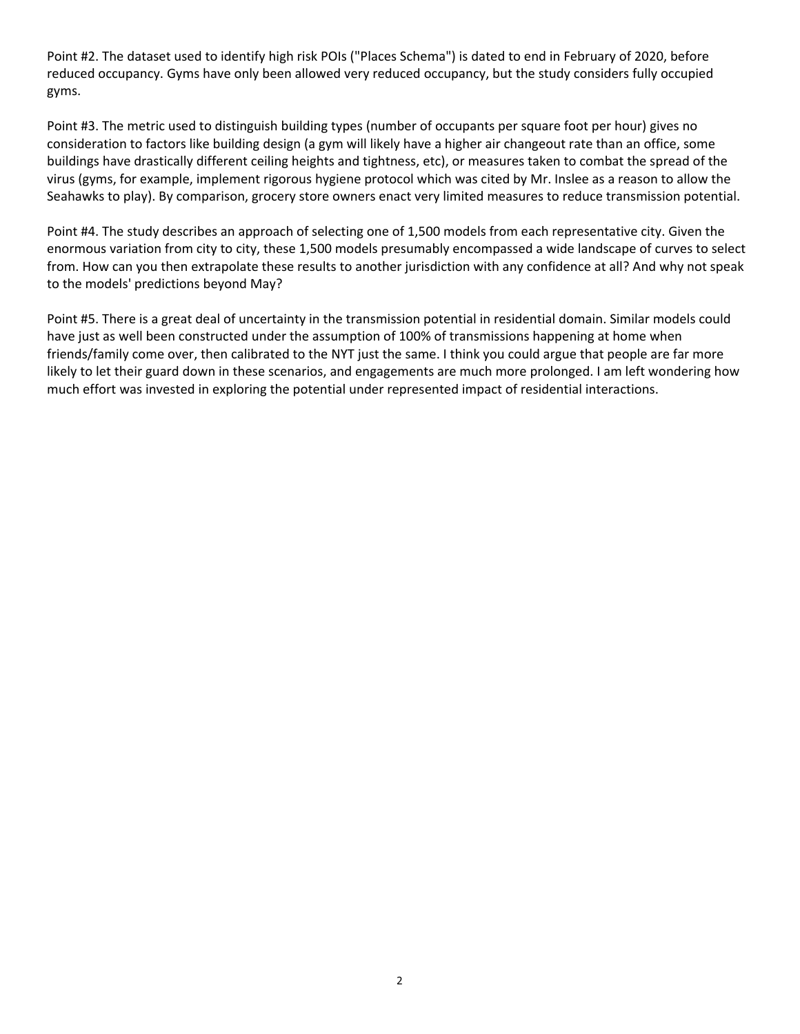Point #2. The dataset used to identify high risk POIs ("Places Schema") is dated to end in February of 2020, before reduced occupancy. Gyms have only been allowed very reduced occupancy, but the study considers fully occupied gyms.

Point #3. The metric used to distinguish building types (number of occupants per square foot per hour) gives no consideration to factors like building design (a gym will likely have a higher air changeout rate than an office, some buildings have drastically different ceiling heights and tightness, etc), or measures taken to combat the spread of the virus (gyms, for example, implement rigorous hygiene protocol which was cited by Mr. Inslee as a reason to allow the Seahawks to play). By comparison, grocery store owners enact very limited measures to reduce transmission potential.

Point #4. The study describes an approach of selecting one of 1,500 models from each representative city. Given the enormous variation from city to city, these 1,500 models presumably encompassed a wide landscape of curves to select from. How can you then extrapolate these results to another jurisdiction with any confidence at all? And why not speak to the models' predictions beyond May?

Point #5. There is a great deal of uncertainty in the transmission potential in residential domain. Similar models could have just as well been constructed under the assumption of 100% of transmissions happening at home when friends/family come over, then calibrated to the NYT just the same. I think you could argue that people are far more likely to let their guard down in these scenarios, and engagements are much more prolonged. I am left wondering how much effort was invested in exploring the potential under represented impact of residential interactions.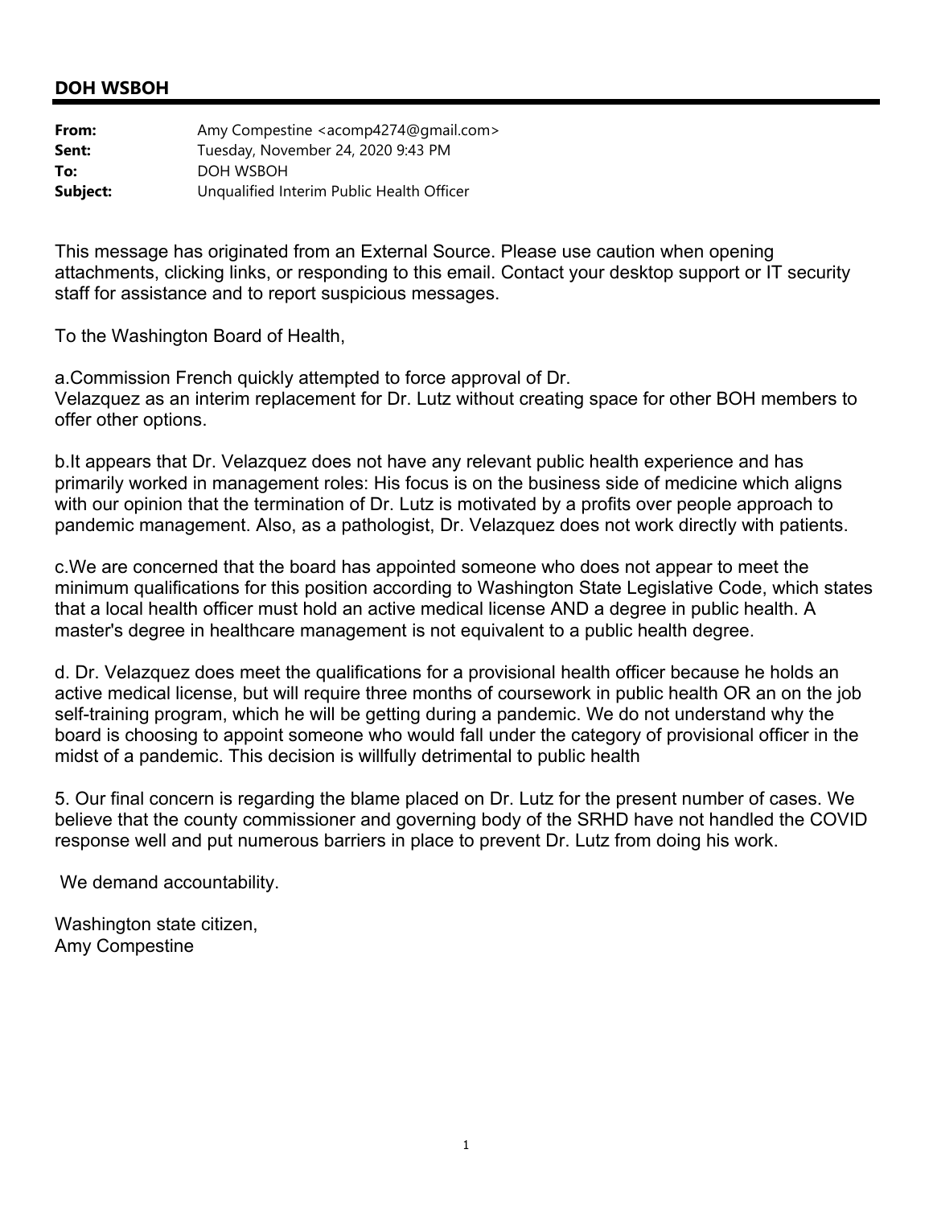## DOH WSBOH

| | |
|---|---|
| **From:** | Amy Compestine <acomp4274@gmail.com> |
| **Sent:** | Tuesday, November 24, 2020 9:43 PM |
| **To:** | DOH WSBOH |
| **Subject:** | Unqualified Interim Public Health Officer |

This message has originated from an External Source. Please use caution when opening attachments, clicking links, or responding to this email. Contact your desktop support or IT security staff for assistance and to report suspicious messages.

To the Washington Board of Health,

a.Commission French quickly attempted to force approval of Dr. Velazquez as an interim replacement for Dr. Lutz without creating space for other BOH members to offer other options.

b.It appears that Dr. Velazquez does not have any relevant public health experience and has primarily worked in management roles: His focus is on the business side of medicine which aligns with our opinion that the termination of Dr. Lutz is motivated by a profits over people approach to pandemic management. Also, as a pathologist, Dr. Velazquez does not work directly with patients.

c.We are concerned that the board has appointed someone who does not appear to meet the minimum qualifications for this position according to Washington State Legislative Code, which states that a local health officer must hold an active medical license AND a degree in public health. A master's degree in healthcare management is not equivalent to a public health degree.

d. Dr. Velazquez does meet the qualifications for a provisional health officer because he holds an active medical license, but will require three months of coursework in public health OR an on the job self-training program, which he will be getting during a pandemic. We do not understand why the board is choosing to appoint someone who would fall under the category of provisional officer in the midst of a pandemic. This decision is willfully detrimental to public health

5. Our final concern is regarding the blame placed on Dr. Lutz for the present number of cases. We believe that the county commissioner and governing body of the SRHD have not handled the COVID response well and put numerous barriers in place to prevent Dr. Lutz from doing his work.

We demand accountability.

Washington state citizen,
Amy Compestine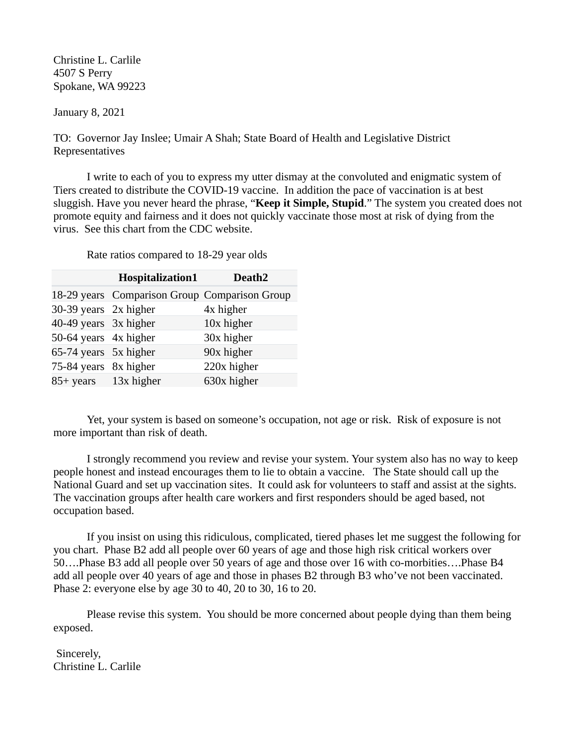Christine L. Carlile
4507 S Perry
Spokane, WA 99223

January 8, 2021

TO: Governor Jay Inslee; Umair A Shah; State Board of Health and Legislative District Representatives

I write to each of you to express my utter dismay at the convoluted and enigmatic system of Tiers created to distribute the COVID-19 vaccine. In addition the pace of vaccination is at best sluggish. Have you never heard the phrase, "**Keep it Simple, Stupid**." The system you created does not promote equity and fairness and it does not quickly vaccinate those most at risk of dying from the virus. See this chart from the CDC website.

Rate ratios compared to 18-29 year olds

| | Hospitalization1 | Death2 |
|---|---|---|
| 18-29 years | Comparison Group | Comparison Group |
| 30-39 years | 2x higher | 4x higher |
| 40-49 years | 3x higher | 10x higher |
| 50-64 years | 4x higher | 30x higher |
| 65-74 years | 5x higher | 90x higher |
| 75-84 years | 8x higher | 220x higher |
| 85+ years | 13x higher | 630x higher |

Yet, your system is based on someone's occupation, not age or risk. Risk of exposure is not more important than risk of death.

I strongly recommend you review and revise your system. Your system also has no way to keep people honest and instead encourages them to lie to obtain a vaccine. The State should call up the National Guard and set up vaccination sites. It could ask for volunteers to staff and assist at the sights. The vaccination groups after health care workers and first responders should be aged based, not occupation based.

If you insist on using this ridiculous, complicated, tiered phases let me suggest the following for you chart. Phase B2 add all people over 60 years of age and those high risk critical workers over 50….Phase B3 add all people over 50 years of age and those over 16 with co-morbities….Phase B4 add all people over 40 years of age and those in phases B2 through B3 who've not been vaccinated. Phase 2: everyone else by age 30 to 40, 20 to 30, 16 to 20.

Please revise this system. You should be more concerned about people dying than them being exposed.

Sincerely,
Christine L. Carlile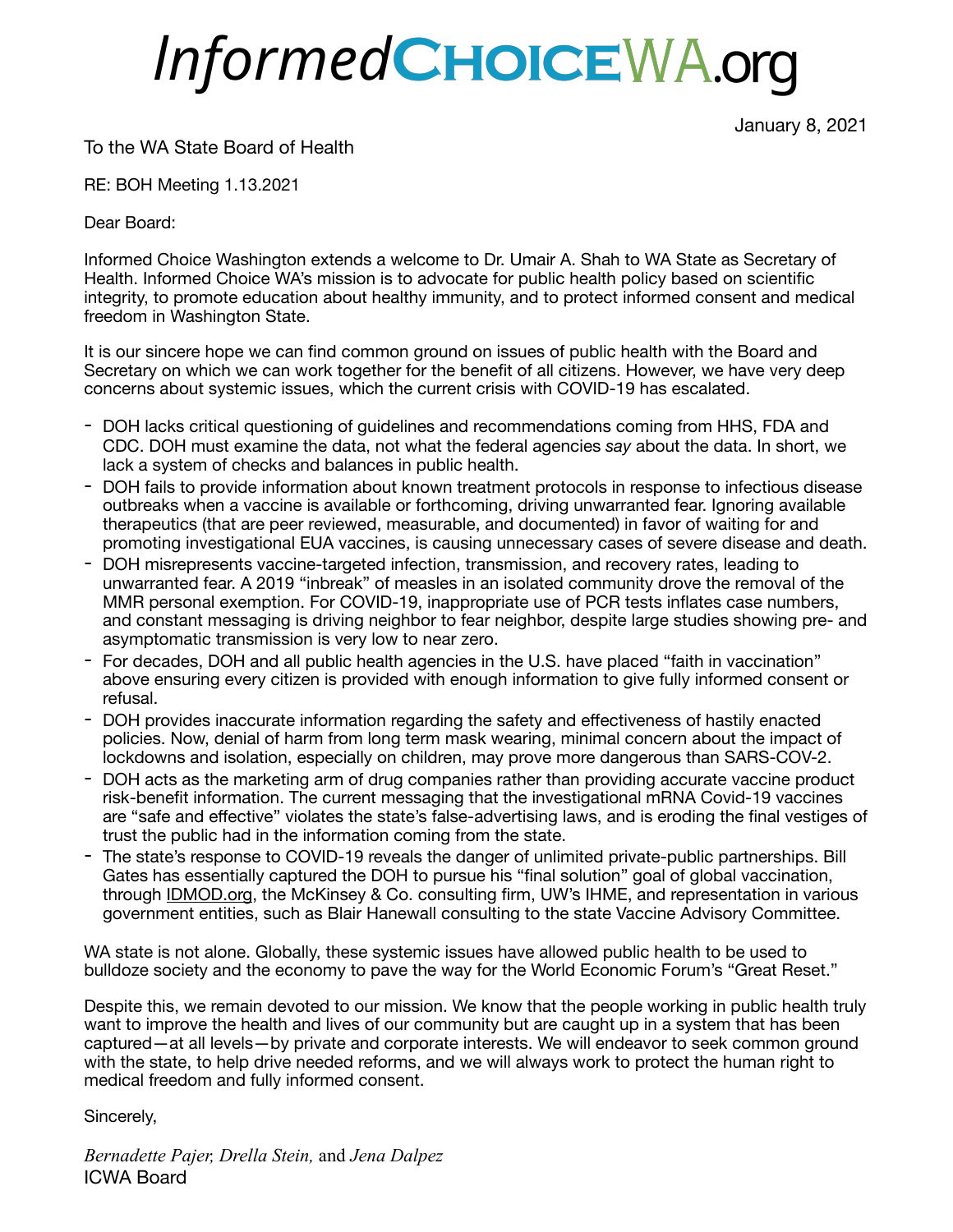# InformedChoiceWA.org

January 8, 2021

To the WA State Board of Health

RE: BOH Meeting 1.13.2021

Dear Board:

Informed Choice Washington extends a welcome to Dr. Umair A. Shah to WA State as Secretary of Health. Informed Choice WA's mission is to advocate for public health policy based on scientific integrity, to promote education about healthy immunity, and to protect informed consent and medical freedom in Washington State.

It is our sincere hope we can find common ground on issues of public health with the Board and Secretary on which we can work together for the benefit of all citizens. However, we have very deep concerns about systemic issues, which the current crisis with COVID-19 has escalated.

- DOH lacks critical questioning of guidelines and recommendations coming from HHS, FDA and CDC. DOH must examine the data, not what the federal agencies *say* about the data. In short, we lack a system of checks and balances in public health.
- DOH fails to provide information about known treatment protocols in response to infectious disease outbreaks when a vaccine is available or forthcoming, driving unwarranted fear. Ignoring available therapeutics (that are peer reviewed, measurable, and documented) in favor of waiting for and promoting investigational EUA vaccines, is causing unnecessary cases of severe disease and death.
- DOH misrepresents vaccine-targeted infection, transmission, and recovery rates, leading to unwarranted fear. A 2019 "inbreak" of measles in an isolated community drove the removal of the MMR personal exemption. For COVID-19, inappropriate use of PCR tests inflates case numbers, and constant messaging is driving neighbor to fear neighbor, despite large studies showing pre- and asymptomatic transmission is very low to near zero.
- For decades, DOH and all public health agencies in the U.S. have placed "faith in vaccination" above ensuring every citizen is provided with enough information to give fully informed consent or refusal.
- DOH provides inaccurate information regarding the safety and effectiveness of hastily enacted policies. Now, denial of harm from long term mask wearing, minimal concern about the impact of lockdowns and isolation, especially on children, may prove more dangerous than SARS-COV-2.
- DOH acts as the marketing arm of drug companies rather than providing accurate vaccine product risk-benefit information. The current messaging that the investigational mRNA Covid-19 vaccines are "safe and effective" violates the state's false-advertising laws, and is eroding the final vestiges of trust the public had in the information coming from the state.
- The state's response to COVID-19 reveals the danger of unlimited private-public partnerships. Bill Gates has essentially captured the DOH to pursue his "final solution" goal of global vaccination, through IDMOD.org, the McKinsey & Co. consulting firm, UW's IHME, and representation in various government entities, such as Blair Hanewall consulting to the state Vaccine Advisory Committee.

WA state is not alone. Globally, these systemic issues have allowed public health to be used to bulldoze society and the economy to pave the way for the World Economic Forum's "Great Reset."

Despite this, we remain devoted to our mission. We know that the people working in public health truly want to improve the health and lives of our community but are caught up in a system that has been captured—at all levels—by private and corporate interests. We will endeavor to seek common ground with the state, to help drive needed reforms, and we will always work to protect the human right to medical freedom and fully informed consent.

Sincerely,

*Bernadette Pajer, Drella Stein,* and *Jena Dalpez*
ICWA Board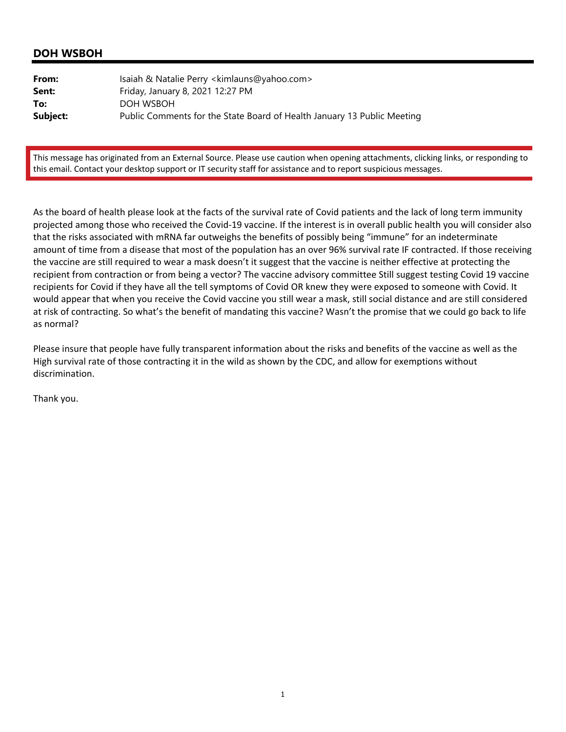## DOH WSBOH

| | |
|---|---|
| **From:** | Isaiah & Natalie Perry <kimlauns@yahoo.com> |
| **Sent:** | Friday, January 8, 2021 12:27 PM |
| **To:** | DOH WSBOH |
| **Subject:** | Public Comments for the State Board of Health January 13 Public Meeting |

This message has originated from an External Source. Please use caution when opening attachments, clicking links, or responding to this email. Contact your desktop support or IT security staff for assistance and to report suspicious messages.

As the board of health please look at the facts of the survival rate of Covid patients and the lack of long term immunity projected among those who received the Covid-19 vaccine. If the interest is in overall public health you will consider also that the risks associated with mRNA far outweighs the benefits of possibly being "immune" for an indeterminate amount of time from a disease that most of the population has an over 96% survival rate IF contracted. If those receiving the vaccine are still required to wear a mask doesn't it suggest that the vaccine is neither effective at protecting the recipient from contraction or from being a vector? The vaccine advisory committee Still suggest testing Covid 19 vaccine recipients for Covid if they have all the tell symptoms of Covid OR knew they were exposed to someone with Covid. It would appear that when you receive the Covid vaccine you still wear a mask, still social distance and are still considered at risk of contracting. So what's the benefit of mandating this vaccine? Wasn't the promise that we could go back to life as normal?

Please insure that people have fully transparent information about the risks and benefits of the vaccine as well as the High survival rate of those contracting it in the wild as shown by the CDC, and allow for exemptions without discrimination.

Thank you.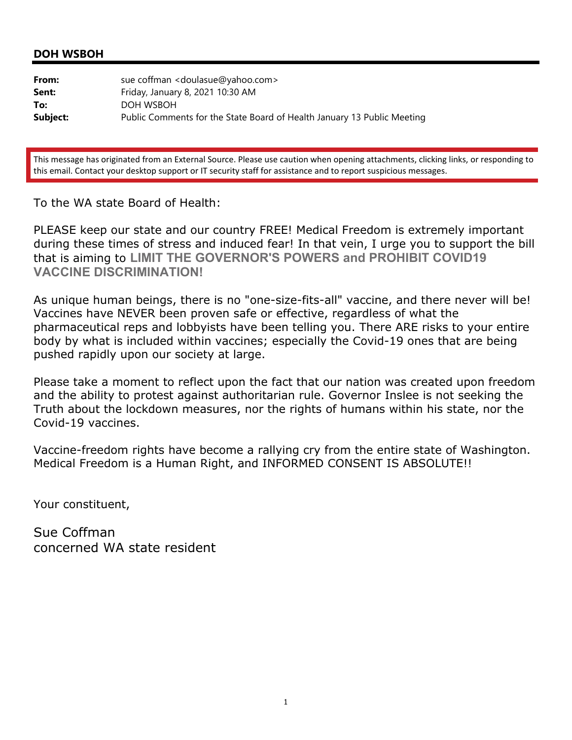**DOH WSBOH**

| | |
|---|---|
| **From:** | sue coffman <doulasue@yahoo.com> |
| **Sent:** | Friday, January 8, 2021 10:30 AM |
| **To:** | DOH WSBOH |
| **Subject:** | Public Comments for the State Board of Health January 13 Public Meeting |

This message has originated from an External Source. Please use caution when opening attachments, clicking links, or responding to this email. Contact your desktop support or IT security staff for assistance and to report suspicious messages.

To the WA state Board of Health:

PLEASE keep our state and our country FREE! Medical Freedom is extremely important during these times of stress and induced fear! In that vein, I urge you to support the bill that is aiming to **LIMIT THE GOVERNOR'S POWERS and PROHIBIT COVID19 VACCINE DISCRIMINATION!**

As unique human beings, there is no "one-size-fits-all" vaccine, and there never will be! Vaccines have NEVER been proven safe or effective, regardless of what the pharmaceutical reps and lobbyists have been telling you. There ARE risks to your entire body by what is included within vaccines; especially the Covid-19 ones that are being pushed rapidly upon our society at large.

Please take a moment to reflect upon the fact that our nation was created upon freedom and the ability to protest against authoritarian rule. Governor Inslee is not seeking the Truth about the lockdown measures, nor the rights of humans within his state, nor the Covid-19 vaccines.

Vaccine-freedom rights have become a rallying cry from the entire state of Washington. Medical Freedom is a Human Right, and INFORMED CONSENT IS ABSOLUTE!!

Your constituent,

Sue Coffman
concerned WA state resident